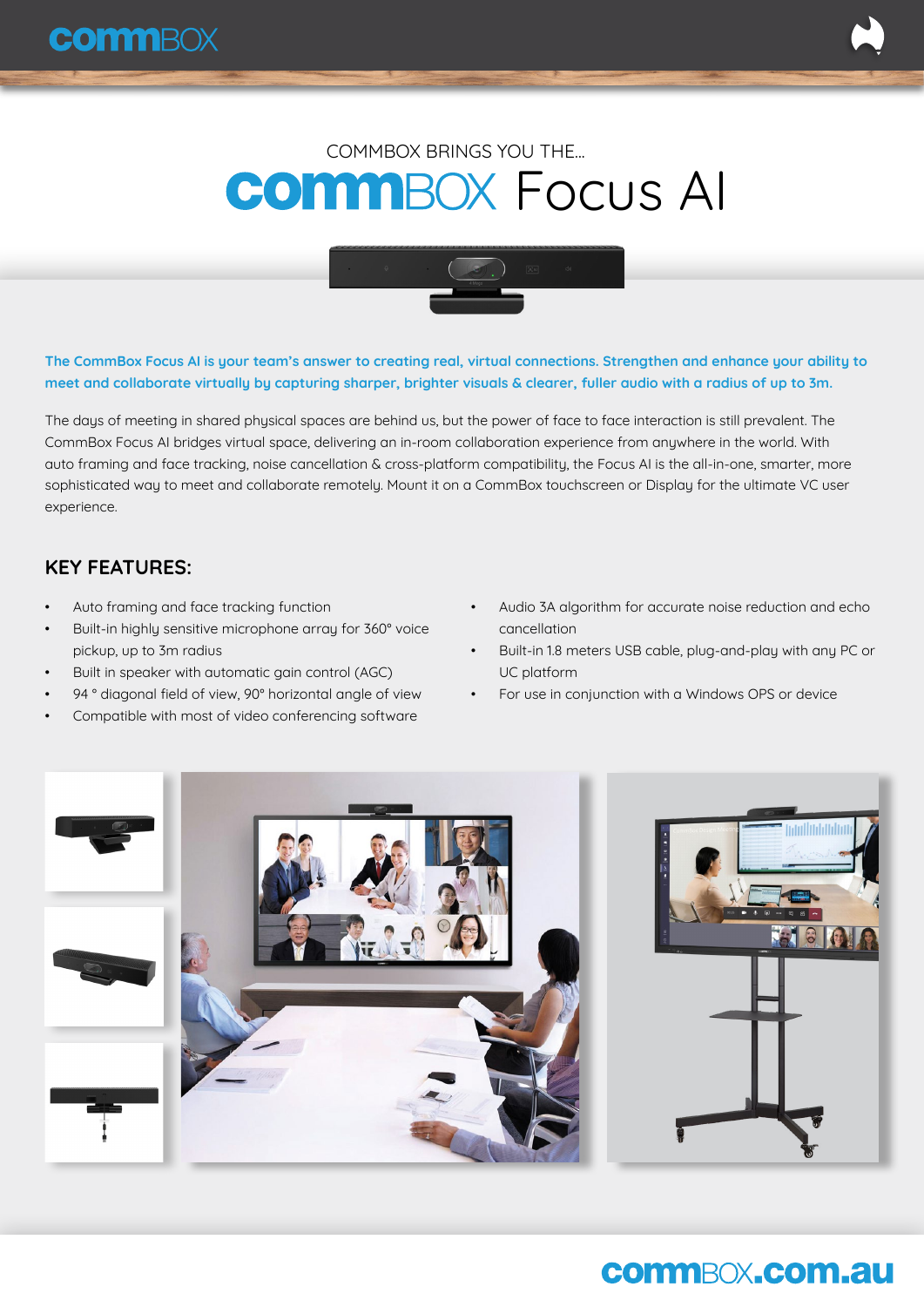COMMBOX BRINGS YOU THE...

# commBOX Focus AI

**The CommBox Focus AI is your team's answer to creating real, virtual connections. Strengthen and enhance your ability to meet and collaborate virtually by capturing sharper, brighter visuals & clearer, fuller audio with a radius of up to 3m.**

The days of meeting in shared physical spaces are behind us, but the power of face to face interaction is still prevalent. The CommBox Focus AI bridges virtual space, delivering an in-room collaboration experience from anywhere in the world. With auto framing and face tracking, noise cancellation & cross-platform compatibility, the Focus AI is the all-in-one, smarter, more sophisticated way to meet and collaborate remotely. Mount it on a CommBox touchscreen or Display for the ultimate VC user experience.

## KEY FEATURES:

- Auto framing and face tracking function
- Built-in highly sensitive microphone array for 360° voice pickup, up to 3m radius
- Built in speaker with automatic gain control (AGC)
- 94 ° diagonal field of view, 90° horizontal angle of view
- Compatible with most of video conferencing software
- Audio 3A algorithm for accurate noise reduction and echo cancellation
- Built-in 1.8 meters USB cable, plug-and-play with any PC or UC platform
- For use in conjunction with a Windows OPS or device

commBOX.com.au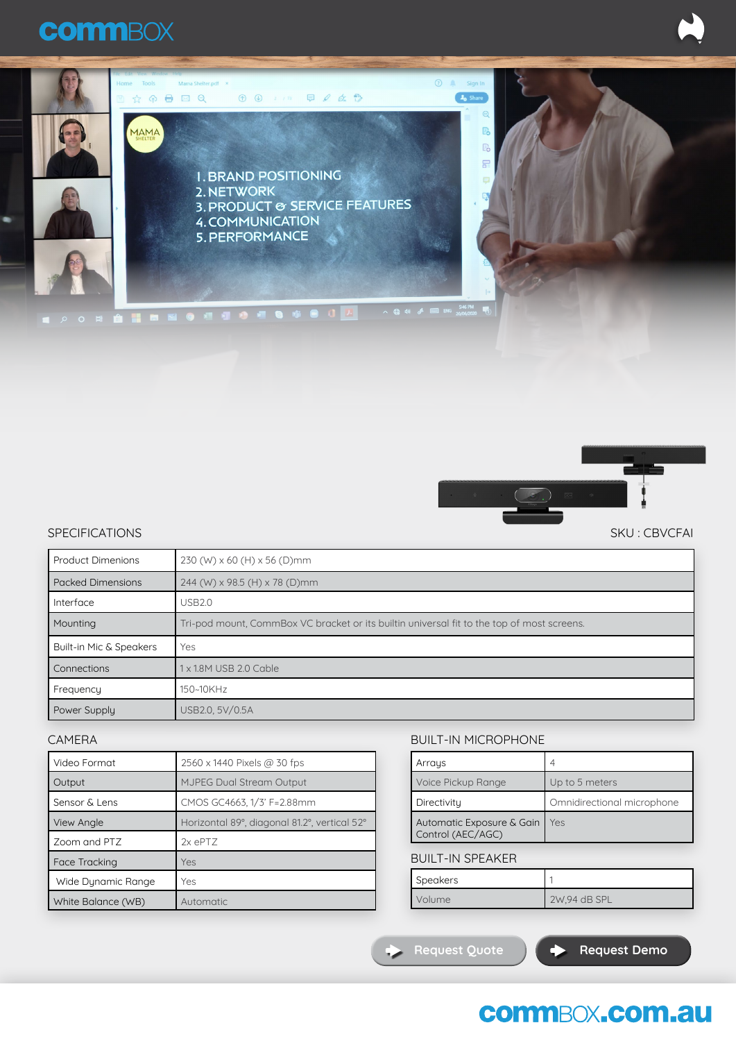## SPECIFICATIONS

SKU : CBVCFAI

| | |
|---|---|
| Product Dimensions | 230 (W) x 60 (H) x 56 (D)mm |
| Packed Dimensions | 244 (W) x 98.5 (H) x 78 (D)mm |
| Interface | USB2.0 |
| Mounting | Tri-pod mount, CommBox VC bracket or its builtin universal fit to the top of most screens. |
| Built-in Mic & Speakers | Yes |
| Connections | 1 x 1.8M USB 2.0 Cable |
| Frequency | 150~10KHz |
| Power Supply | USB2.0, 5V/0.5A |

## CAMERA

| | |
|---|---|
| Video Format | 2560 x 1440 Pixels @ 30 fps |
| Output | MJPEG Dual Stream Output |
| Sensor & Lens | CMOS GC4663, 1/3' F=2.88mm |
| View Angle | Horizontal 89°, diagonal 81.2°, vertical 52° |
| Zoom and PTZ | 2x ePTZ |
| Face Tracking | Yes |
| Wide Dynamic Range | Yes |
| White Balance (WB) | Automatic |

## BUILT-IN MICROPHONE

| | |
|---|---|
| Arrays | 4 |
| Voice Pickup Range | Up to 5 meters |
| Directivity | Omnidirectional microphone |
| Automatic Exposure & Gain Control (AEC/AGC) | Yes |

## BUILT-IN SPEAKER

| | |
|---|---|
| Speakers | 1 |
| Volume | 2W,94 dB SPL |

Request Quote

Request Demo

commbox.com.au